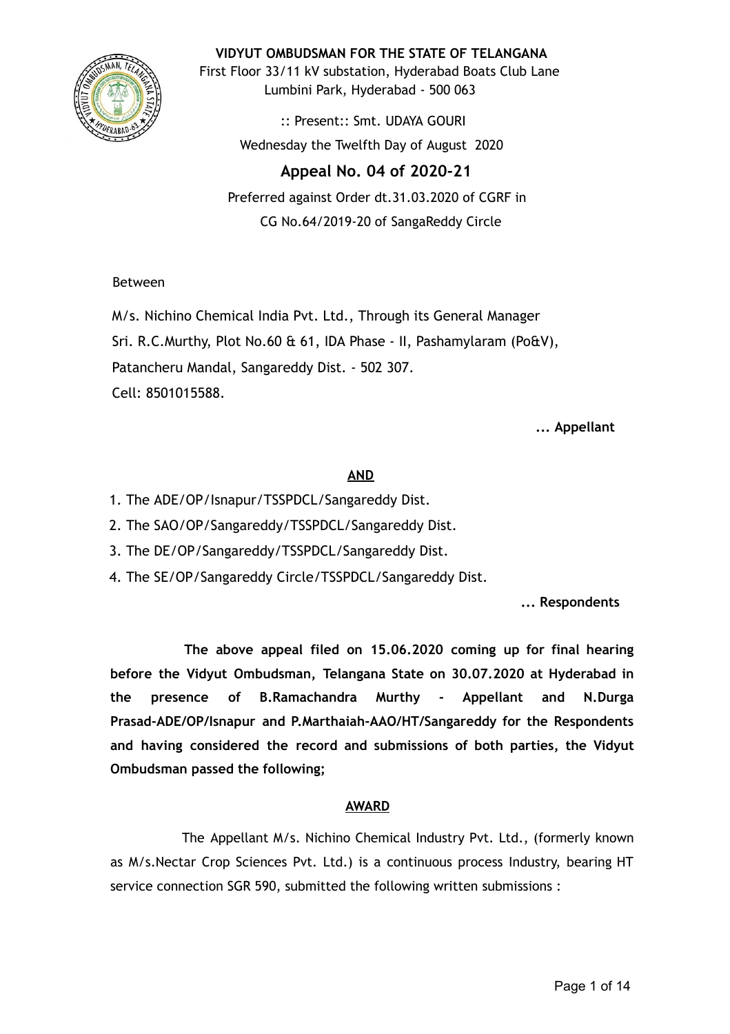**VIDYUT OMBUDSMAN FOR THE STATE OF TELANGANA**

First Floor 33/11 kV substation, Hyderabad Boats Club Lane
Lumbini Park, Hyderabad - 500 063

:: Present:: Smt. UDAYA GOURI

Wednesday the Twelfth Day of August 2020

## Appeal No. 04 of 2020-21

Preferred against Order dt.31.03.2020 of CGRF in
CG No.64/2019-20 of SangaReddy Circle

Between

M/s. Nichino Chemical India Pvt. Ltd., Through its General Manager
Sri. R.C.Murthy, Plot No.60 & 61, IDA Phase - II, Pashamylaram (Po&V),
Patancheru Mandal, Sangareddy Dist. - 502 307.
Cell: 8501015588.

**... Appellant**

**AND**

1. The ADE/OP/Isnapur/TSSPDCL/Sangareddy Dist.
2. The SAO/OP/Sangareddy/TSSPDCL/Sangareddy Dist.
3. The DE/OP/Sangareddy/TSSPDCL/Sangareddy Dist.
4. The SE/OP/Sangareddy Circle/TSSPDCL/Sangareddy Dist.

**... Respondents**

**The above appeal filed on 15.06.2020 coming up for final hearing before the Vidyut Ombudsman, Telangana State on 30.07.2020 at Hyderabad in the presence of B.Ramachandra Murthy - Appellant and N.Durga Prasad-ADE/OP/Isnapur and P.Marthaiah-AAO/HT/Sangareddy for the Respondents and having considered the record and submissions of both parties, the Vidyut Ombudsman passed the following;**

**AWARD**

The Appellant M/s. Nichino Chemical Industry Pvt. Ltd., (formerly known as M/s.Nectar Crop Sciences Pvt. Ltd.) is a continuous process Industry, bearing HT service connection SGR 590, submitted the following written submissions :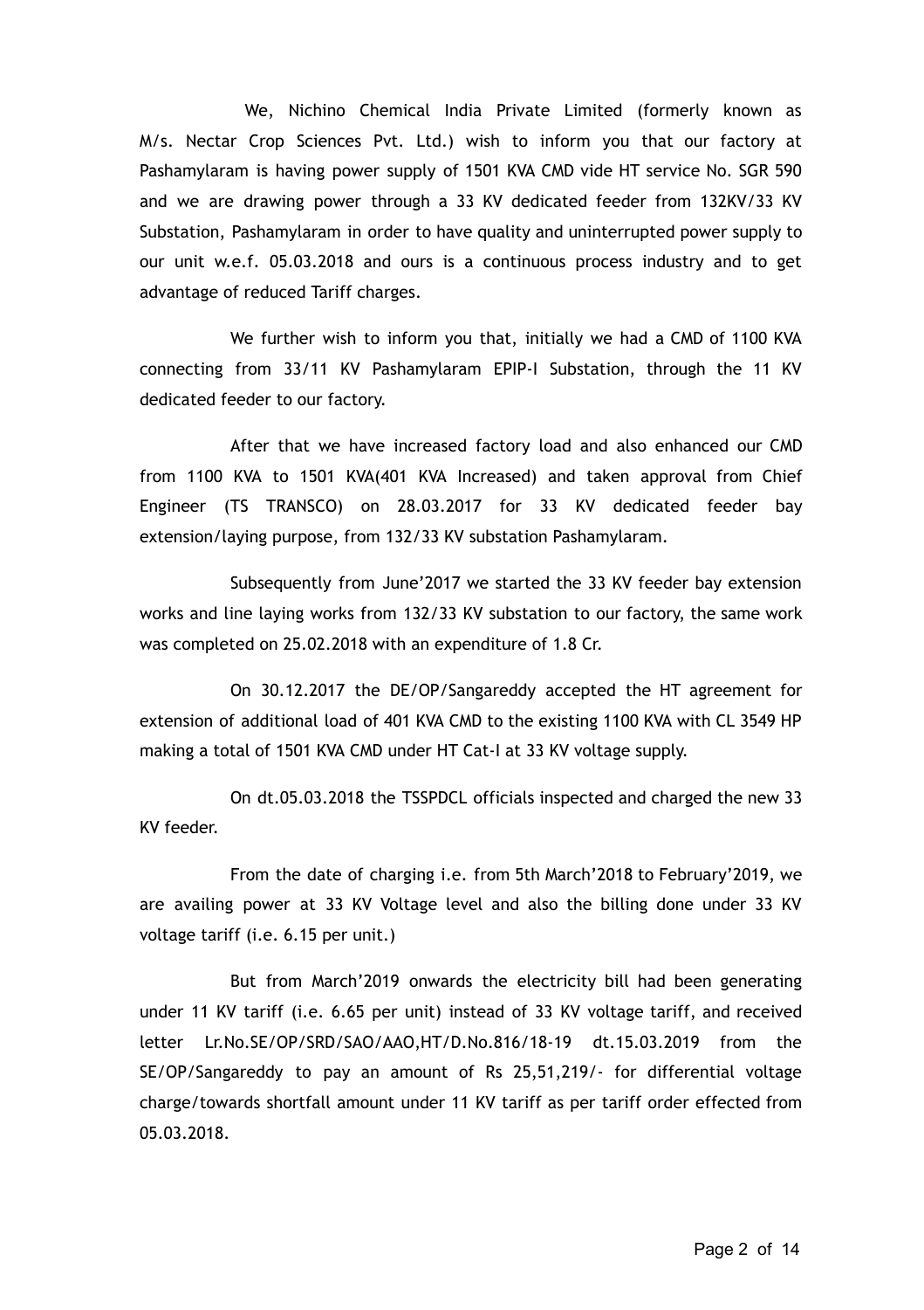We, Nichino Chemical India Private Limited (formerly known as M/s. Nectar Crop Sciences Pvt. Ltd.) wish to inform you that our factory at Pashamylaram is having power supply of 1501 KVA CMD vide HT service No. SGR 590 and we are drawing power through a 33 KV dedicated feeder from 132KV/33 KV Substation, Pashamylaram in order to have quality and uninterrupted power supply to our unit w.e.f. 05.03.2018 and ours is a continuous process industry and to get advantage of reduced Tariff charges.

We further wish to inform you that, initially we had a CMD of 1100 KVA connecting from 33/11 KV Pashamylaram EPIP-I Substation, through the 11 KV dedicated feeder to our factory.

After that we have increased factory load and also enhanced our CMD from 1100 KVA to 1501 KVA(401 KVA Increased) and taken approval from Chief Engineer (TS TRANSCO) on 28.03.2017 for 33 KV dedicated feeder bay extension/laying purpose, from 132/33 KV substation Pashamylaram.

Subsequently from June'2017 we started the 33 KV feeder bay extension works and line laying works from 132/33 KV substation to our factory, the same work was completed on 25.02.2018 with an expenditure of 1.8 Cr.

On 30.12.2017 the DE/OP/Sangareddy accepted the HT agreement for extension of additional load of 401 KVA CMD to the existing 1100 KVA with CL 3549 HP making a total of 1501 KVA CMD under HT Cat-I at 33 KV voltage supply.

On dt.05.03.2018 the TSSPDCL officials inspected and charged the new 33 KV feeder.

From the date of charging i.e. from 5th March'2018 to February'2019, we are availing power at 33 KV Voltage level and also the billing done under 33 KV voltage tariff (i.e. 6.15 per unit.)

But from March'2019 onwards the electricity bill had been generating under 11 KV tariff (i.e. 6.65 per unit) instead of 33 KV voltage tariff, and received letter Lr.No.SE/OP/SRD/SAO/AAO,HT/D.No.816/18-19 dt.15.03.2019 from the SE/OP/Sangareddy to pay an amount of Rs 25,51,219/- for differential voltage charge/towards shortfall amount under 11 KV tariff as per tariff order effected from 05.03.2018.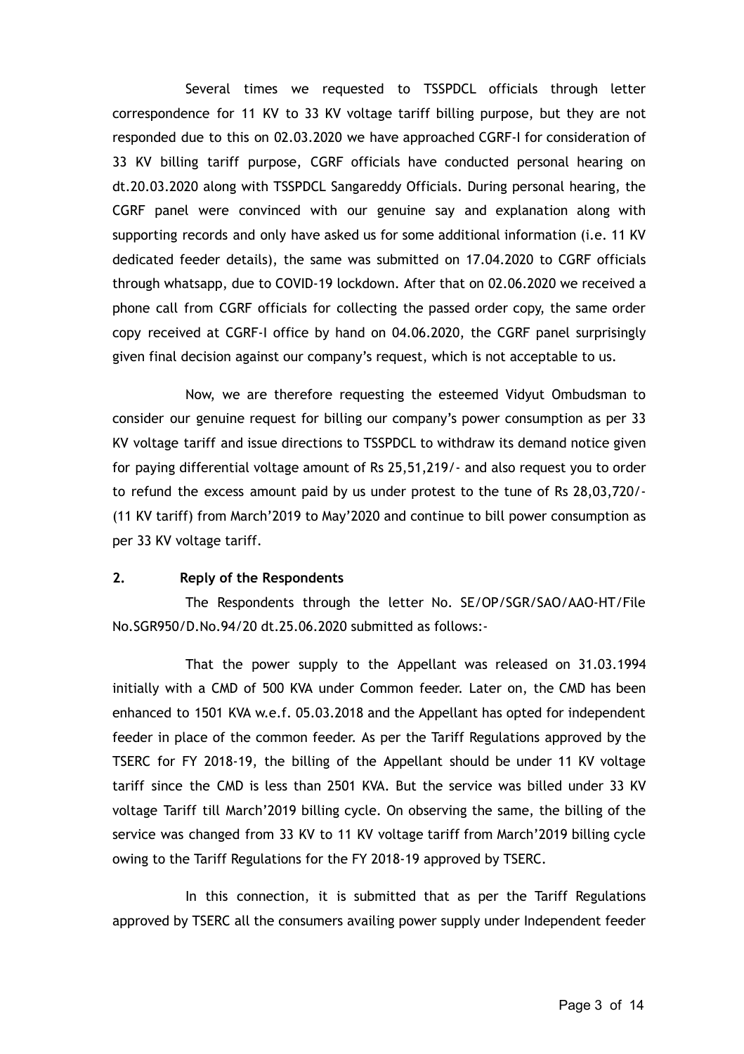Several times we requested to TSSPDCL officials through letter correspondence for 11 KV to 33 KV voltage tariff billing purpose, but they are not responded due to this on 02.03.2020 we have approached CGRF-I for consideration of 33 KV billing tariff purpose, CGRF officials have conducted personal hearing on dt.20.03.2020 along with TSSPDCL Sangareddy Officials. During personal hearing, the CGRF panel were convinced with our genuine say and explanation along with supporting records and only have asked us for some additional information (i.e. 11 KV dedicated feeder details), the same was submitted on 17.04.2020 to CGRF officials through whatsapp, due to COVID-19 lockdown. After that on 02.06.2020 we received a phone call from CGRF officials for collecting the passed order copy, the same order copy received at CGRF-I office by hand on 04.06.2020, the CGRF panel surprisingly given final decision against our company's request, which is not acceptable to us.

Now, we are therefore requesting the esteemed Vidyut Ombudsman to consider our genuine request for billing our company's power consumption as per 33 KV voltage tariff and issue directions to TSSPDCL to withdraw its demand notice given for paying differential voltage amount of Rs 25,51,219/- and also request you to order to refund the excess amount paid by us under protest to the tune of Rs 28,03,720/- (11 KV tariff) from March'2019 to May'2020 and continue to bill power consumption as per 33 KV voltage tariff.

**2. Reply of the Respondents**

The Respondents through the letter No. SE/OP/SGR/SAO/AAO-HT/File No.SGR950/D.No.94/20 dt.25.06.2020 submitted as follows:-

That the power supply to the Appellant was released on 31.03.1994 initially with a CMD of 500 KVA under Common feeder. Later on, the CMD has been enhanced to 1501 KVA w.e.f. 05.03.2018 and the Appellant has opted for independent feeder in place of the common feeder. As per the Tariff Regulations approved by the TSERC for FY 2018-19, the billing of the Appellant should be under 11 KV voltage tariff since the CMD is less than 2501 KVA. But the service was billed under 33 KV voltage Tariff till March'2019 billing cycle. On observing the same, the billing of the service was changed from 33 KV to 11 KV voltage tariff from March'2019 billing cycle owing to the Tariff Regulations for the FY 2018-19 approved by TSERC.

In this connection, it is submitted that as per the Tariff Regulations approved by TSERC all the consumers availing power supply under Independent feeder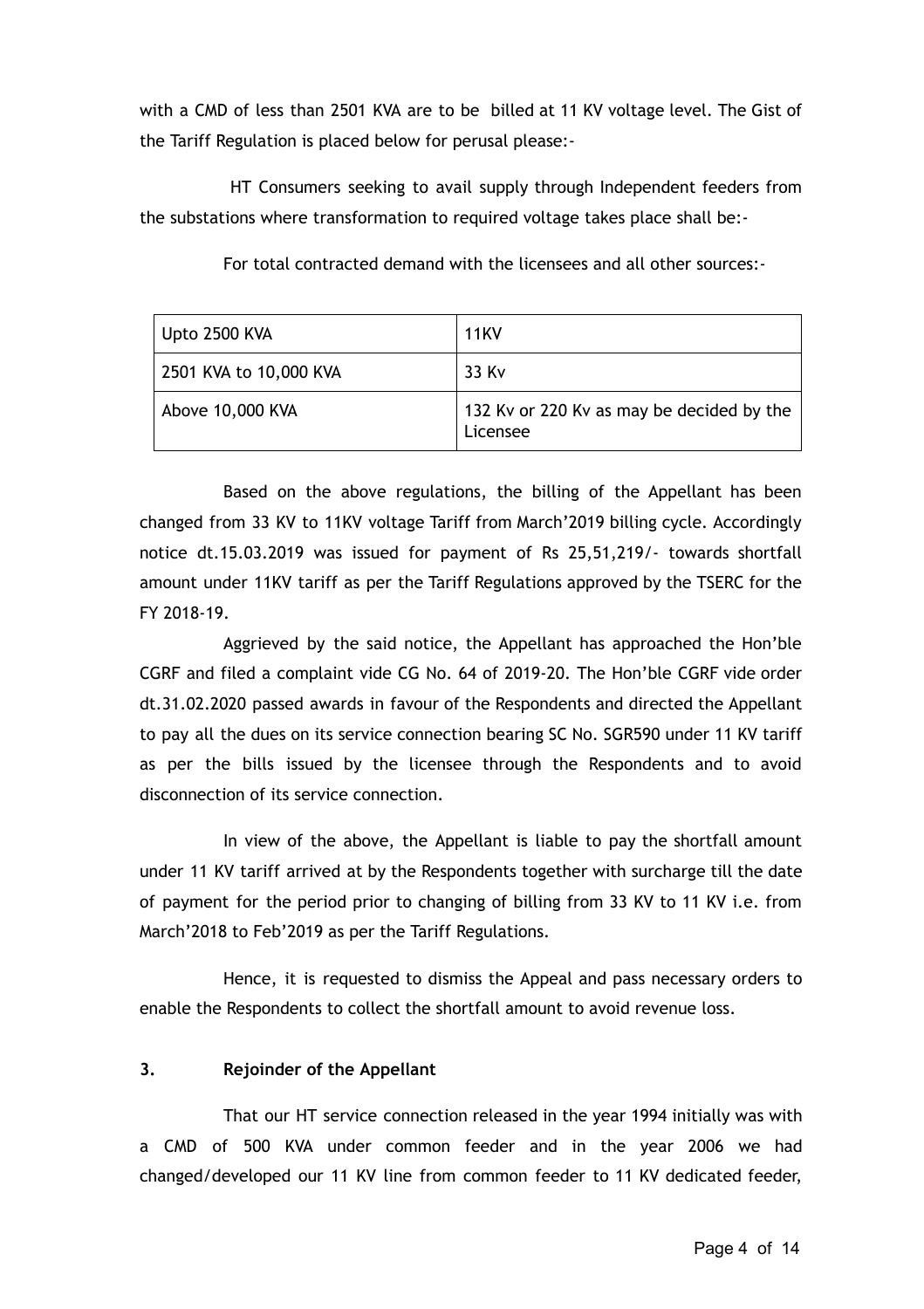with a CMD of less than 2501 KVA are to be billed at 11 KV voltage level. The Gist of the Tariff Regulation is placed below for perusal please:-

HT Consumers seeking to avail supply through Independent feeders from the substations where transformation to required voltage takes place shall be:-

For total contracted demand with the licensees and all other sources:-

| Upto 2500 KVA | 11KV |
|---|---|
| 2501 KVA to 10,000 KVA | 33 Kv |
| Above 10,000 KVA | 132 Kv or 220 Kv as may be decided by the Licensee |

Based on the above regulations, the billing of the Appellant has been changed from 33 KV to 11KV voltage Tariff from March'2019 billing cycle. Accordingly notice dt.15.03.2019 was issued for payment of Rs 25,51,219/- towards shortfall amount under 11KV tariff as per the Tariff Regulations approved by the TSERC for the FY 2018-19.

Aggrieved by the said notice, the Appellant has approached the Hon'ble CGRF and filed a complaint vide CG No. 64 of 2019-20. The Hon'ble CGRF vide order dt.31.02.2020 passed awards in favour of the Respondents and directed the Appellant to pay all the dues on its service connection bearing SC No. SGR590 under 11 KV tariff as per the bills issued by the licensee through the Respondents and to avoid disconnection of its service connection.

In view of the above, the Appellant is liable to pay the shortfall amount under 11 KV tariff arrived at by the Respondents together with surcharge till the date of payment for the period prior to changing of billing from 33 KV to 11 KV i.e. from March'2018 to Feb'2019 as per the Tariff Regulations.

Hence, it is requested to dismiss the Appeal and pass necessary orders to enable the Respondents to collect the shortfall amount to avoid revenue loss.

**3. Rejoinder of the Appellant**

That our HT service connection released in the year 1994 initially was with a CMD of 500 KVA under common feeder and in the year 2006 we had changed/developed our 11 KV line from common feeder to 11 KV dedicated feeder,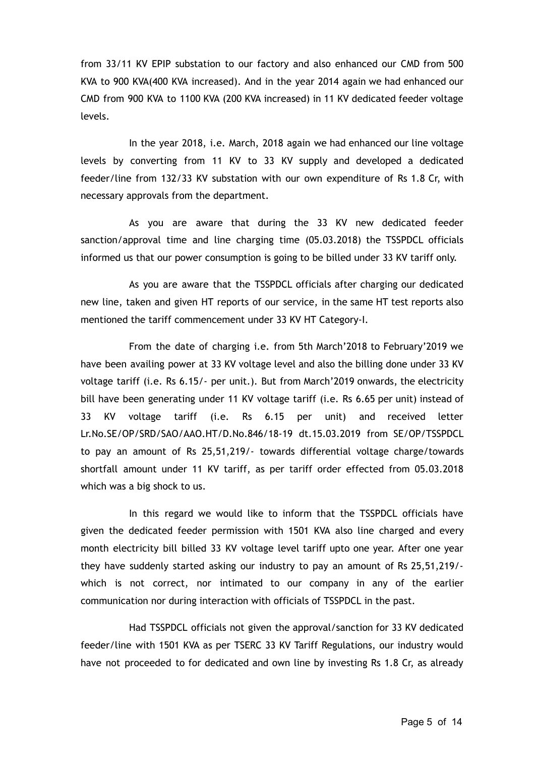from 33/11 KV EPIP substation to our factory and also enhanced our CMD from 500 KVA to 900 KVA(400 KVA increased). And in the year 2014 again we had enhanced our CMD from 900 KVA to 1100 KVA (200 KVA increased) in 11 KV dedicated feeder voltage levels.

In the year 2018, i.e. March, 2018 again we had enhanced our line voltage levels by converting from 11 KV to 33 KV supply and developed a dedicated feeder/line from 132/33 KV substation with our own expenditure of Rs 1.8 Cr, with necessary approvals from the department.

As you are aware that during the 33 KV new dedicated feeder sanction/approval time and line charging time (05.03.2018) the TSSPDCL officials informed us that our power consumption is going to be billed under 33 KV tariff only.

As you are aware that the TSSPDCL officials after charging our dedicated new line, taken and given HT reports of our service, in the same HT test reports also mentioned the tariff commencement under 33 KV HT Category-I.

From the date of charging i.e. from 5th March'2018 to February'2019 we have been availing power at 33 KV voltage level and also the billing done under 33 KV voltage tariff (i.e. Rs 6.15/- per unit.). But from March'2019 onwards, the electricity bill have been generating under 11 KV voltage tariff (i.e. Rs 6.65 per unit) instead of 33 KV voltage tariff (i.e. Rs 6.15 per unit) and received letter Lr.No.SE/OP/SRD/SAO/AAO.HT/D.No.846/18-19 dt.15.03.2019 from SE/OP/TSSPDCL to pay an amount of Rs 25,51,219/- towards differential voltage charge/towards shortfall amount under 11 KV tariff, as per tariff order effected from 05.03.2018 which was a big shock to us.

In this regard we would like to inform that the TSSPDCL officials have given the dedicated feeder permission with 1501 KVA also line charged and every month electricity bill billed 33 KV voltage level tariff upto one year. After one year they have suddenly started asking our industry to pay an amount of Rs 25,51,219/- which is not correct, nor intimated to our company in any of the earlier communication nor during interaction with officials of TSSPDCL in the past.

Had TSSPDCL officials not given the approval/sanction for 33 KV dedicated feeder/line with 1501 KVA as per TSERC 33 KV Tariff Regulations, our industry would have not proceeded to for dedicated and own line by investing Rs 1.8 Cr, as already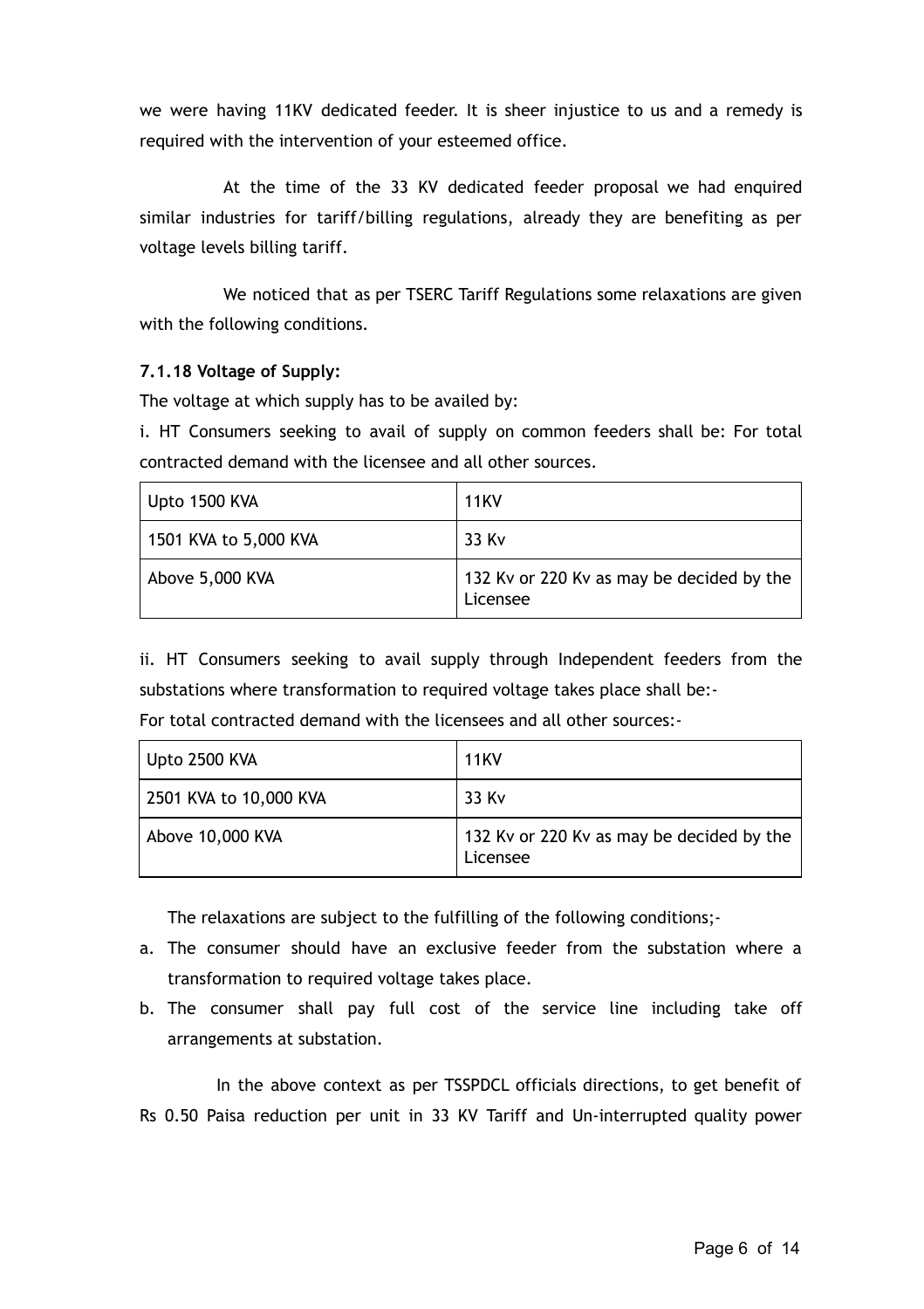we were having 11KV dedicated feeder. It is sheer injustice to us and a remedy is required with the intervention of your esteemed office.

At the time of the 33 KV dedicated feeder proposal we had enquired similar industries for tariff/billing regulations, already they are benefiting as per voltage levels billing tariff.

We noticed that as per TSERC Tariff Regulations some relaxations are given with the following conditions.

**7.1.18 Voltage of Supply:**

The voltage at which supply has to be availed by:

i. HT Consumers seeking to avail of supply on common feeders shall be: For total contracted demand with the licensee and all other sources.

| | |
|---|---|
| Upto 1500 KVA | 11KV |
| 1501 KVA to 5,000 KVA | 33 Kv |
| Above 5,000 KVA | 132 Kv or 220 Kv as may be decided by the Licensee |

ii. HT Consumers seeking to avail supply through Independent feeders from the substations where transformation to required voltage takes place shall be:-
For total contracted demand with the licensees and all other sources:-

| | |
|---|---|
| Upto 2500 KVA | 11KV |
| 2501 KVA to 10,000 KVA | 33 Kv |
| Above 10,000 KVA | 132 Kv or 220 Kv as may be decided by the Licensee |

The relaxations are subject to the fulfilling of the following conditions;-

a. The consumer should have an exclusive feeder from the substation where a transformation to required voltage takes place.
b. The consumer shall pay full cost of the service line including take off arrangements at substation.

In the above context as per TSSPDCL officials directions, to get benefit of Rs 0.50 Paisa reduction per unit in 33 KV Tariff and Un-interrupted quality power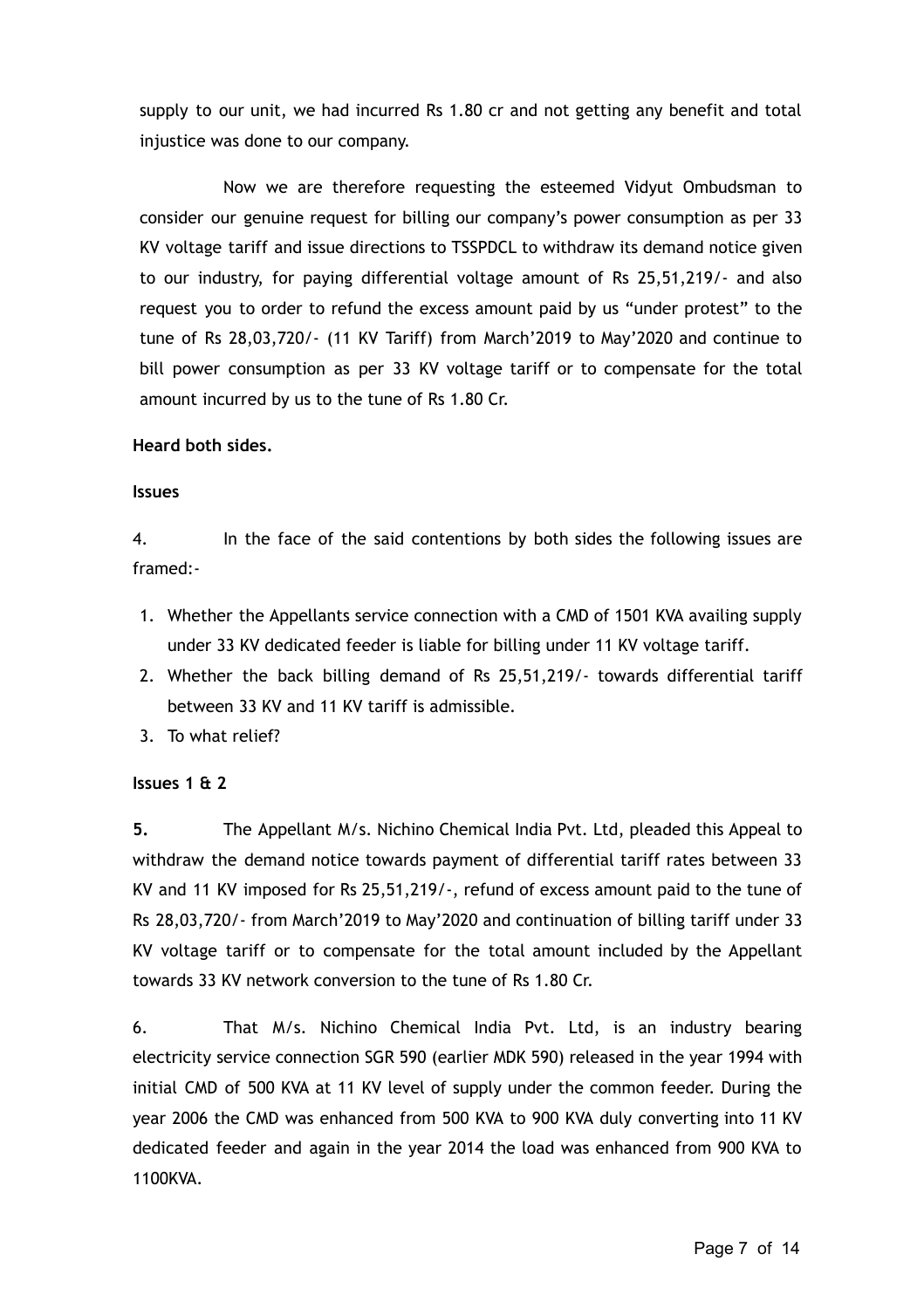supply to our unit, we had incurred Rs 1.80 cr and not getting any benefit and total injustice was done to our company.

Now we are therefore requesting the esteemed Vidyut Ombudsman to consider our genuine request for billing our company's power consumption as per 33 KV voltage tariff and issue directions to TSSPDCL to withdraw its demand notice given to our industry, for paying differential voltage amount of Rs 25,51,219/- and also request you to order to refund the excess amount paid by us "under protest" to the tune of Rs 28,03,720/- (11 KV Tariff) from March'2019 to May'2020 and continue to bill power consumption as per 33 KV voltage tariff or to compensate for the total amount incurred by us to the tune of Rs 1.80 Cr.

**Heard both sides.**

**Issues**

4. In the face of the said contentions by both sides the following issues are framed:-

1. Whether the Appellants service connection with a CMD of 1501 KVA availing supply under 33 KV dedicated feeder is liable for billing under 11 KV voltage tariff.
2. Whether the back billing demand of Rs 25,51,219/- towards differential tariff between 33 KV and 11 KV tariff is admissible.
3. To what relief?

**Issues 1 & 2**

**5.** The Appellant M/s. Nichino Chemical India Pvt. Ltd, pleaded this Appeal to withdraw the demand notice towards payment of differential tariff rates between 33 KV and 11 KV imposed for Rs 25,51,219/-, refund of excess amount paid to the tune of Rs 28,03,720/- from March'2019 to May'2020 and continuation of billing tariff under 33 KV voltage tariff or to compensate for the total amount included by the Appellant towards 33 KV network conversion to the tune of Rs 1.80 Cr.

6. That M/s. Nichino Chemical India Pvt. Ltd, is an industry bearing electricity service connection SGR 590 (earlier MDK 590) released in the year 1994 with initial CMD of 500 KVA at 11 KV level of supply under the common feeder. During the year 2006 the CMD was enhanced from 500 KVA to 900 KVA duly converting into 11 KV dedicated feeder and again in the year 2014 the load was enhanced from 900 KVA to 1100KVA.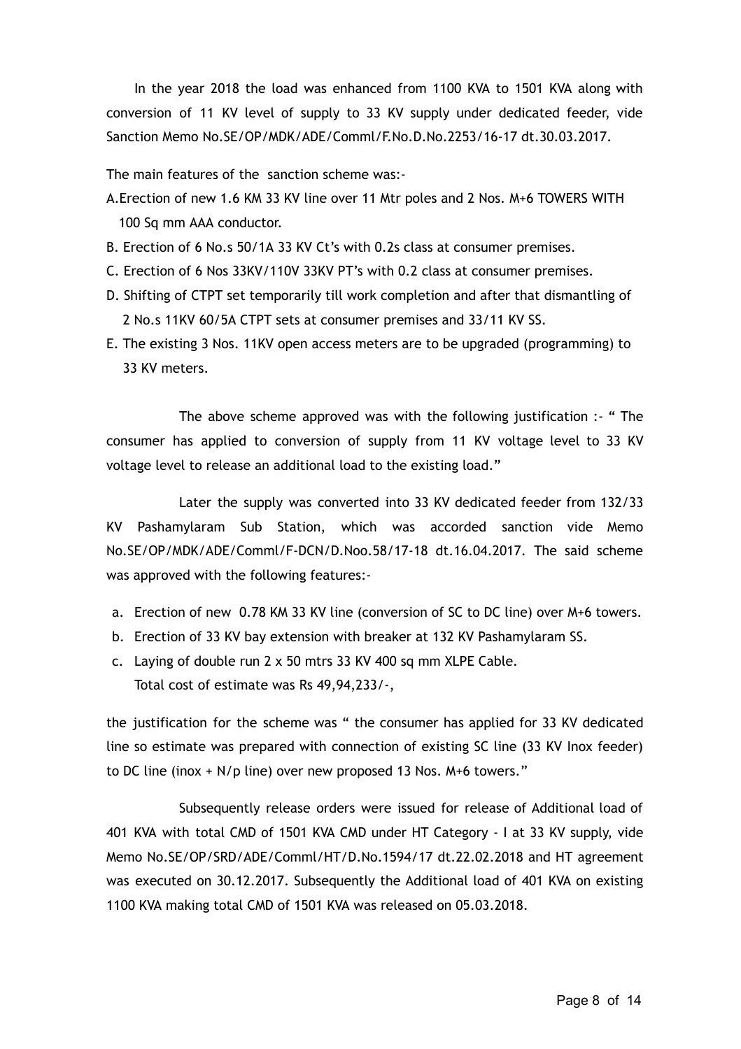In the year 2018 the load was enhanced from 1100 KVA to 1501 KVA along with conversion of 11 KV level of supply to 33 KV supply under dedicated feeder, vide Sanction Memo No.SE/OP/MDK/ADE/Comml/F.No.D.No.2253/16-17 dt.30.03.2017.

The main features of the sanction scheme was:-

A. Erection of new 1.6 KM 33 KV line over 11 Mtr poles and 2 Nos. M+6 TOWERS WITH 100 Sq mm AAA conductor.

B. Erection of 6 No.s 50/1A 33 KV Ct's with 0.2s class at consumer premises.

C. Erection of 6 Nos 33KV/110V 33KV PT's with 0.2 class at consumer premises.

D. Shifting of CTPT set temporarily till work completion and after that dismantling of 2 No.s 11KV 60/5A CTPT sets at consumer premises and 33/11 KV SS.

E. The existing 3 Nos. 11KV open access meters are to be upgraded (programming) to 33 KV meters.

The above scheme approved was with the following justification :- " The consumer has applied to conversion of supply from 11 KV voltage level to 33 KV voltage level to release an additional load to the existing load."

Later the supply was converted into 33 KV dedicated feeder from 132/33 KV Pashamylaram Sub Station, which was accorded sanction vide Memo No.SE/OP/MDK/ADE/Comml/F-DCN/D.Noo.58/17-18 dt.16.04.2017. The said scheme was approved with the following features:-

a. Erection of new 0.78 KM 33 KV line (conversion of SC to DC line) over M+6 towers.
b. Erection of 33 KV bay extension with breaker at 132 KV Pashamylaram SS.
c. Laying of double run 2 x 50 mtrs 33 KV 400 sq mm XLPE Cable.
   Total cost of estimate was Rs 49,94,233/-,

the justification for the scheme was " the consumer has applied for 33 KV dedicated line so estimate was prepared with connection of existing SC line (33 KV Inox feeder) to DC line (inox + N/p line) over new proposed 13 Nos. M+6 towers."

Subsequently release orders were issued for release of Additional load of 401 KVA with total CMD of 1501 KVA CMD under HT Category - I at 33 KV supply, vide Memo No.SE/OP/SRD/ADE/Comml/HT/D.No.1594/17 dt.22.02.2018 and HT agreement was executed on 30.12.2017. Subsequently the Additional load of 401 KVA on existing 1100 KVA making total CMD of 1501 KVA was released on 05.03.2018.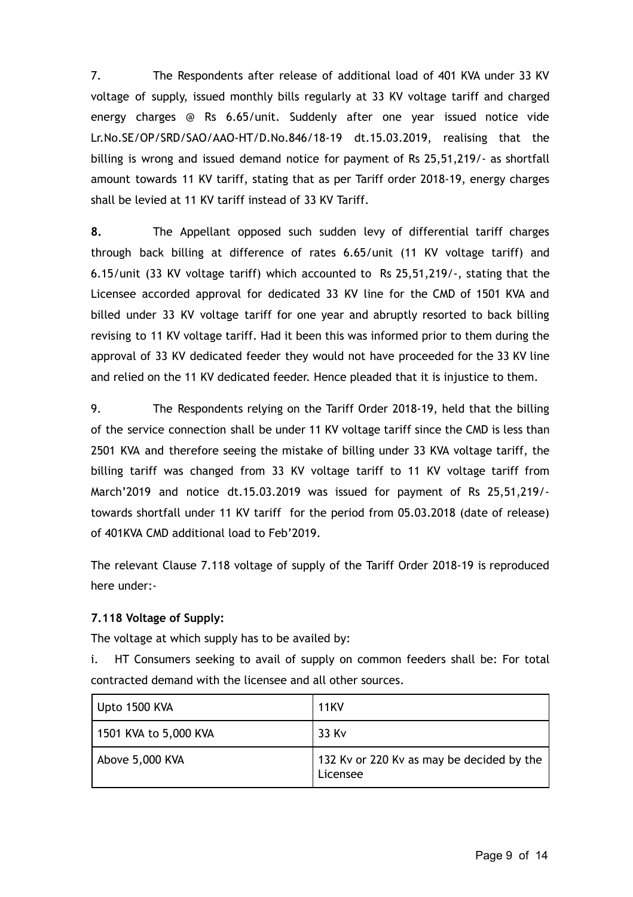7. The Respondents after release of additional load of 401 KVA under 33 KV voltage of supply, issued monthly bills regularly at 33 KV voltage tariff and charged energy charges @ Rs 6.65/unit. Suddenly after one year issued notice vide Lr.No.SE/OP/SRD/SAO/AAO-HT/D.No.846/18-19 dt.15.03.2019, realising that the billing is wrong and issued demand notice for payment of Rs 25,51,219/- as shortfall amount towards 11 KV tariff, stating that as per Tariff order 2018-19, energy charges shall be levied at 11 KV tariff instead of 33 KV Tariff.

**8.** The Appellant opposed such sudden levy of differential tariff charges through back billing at difference of rates 6.65/unit (11 KV voltage tariff) and 6.15/unit (33 KV voltage tariff) which accounted to Rs 25,51,219/-, stating that the Licensee accorded approval for dedicated 33 KV line for the CMD of 1501 KVA and billed under 33 KV voltage tariff for one year and abruptly resorted to back billing revising to 11 KV voltage tariff. Had it been this was informed prior to them during the approval of 33 KV dedicated feeder they would not have proceeded for the 33 KV line and relied on the 11 KV dedicated feeder. Hence pleaded that it is injustice to them.

9. The Respondents relying on the Tariff Order 2018-19, held that the billing of the service connection shall be under 11 KV voltage tariff since the CMD is less than 2501 KVA and therefore seeing the mistake of billing under 33 KVA voltage tariff, the billing tariff was changed from 33 KV voltage tariff to 11 KV voltage tariff from March'2019 and notice dt.15.03.2019 was issued for payment of Rs 25,51,219/- towards shortfall under 11 KV tariff for the period from 05.03.2018 (date of release) of 401KVA CMD additional load to Feb'2019.

The relevant Clause 7.118 voltage of supply of the Tariff Order 2018-19 is reproduced here under:-

**7.118 Voltage of Supply:**

The voltage at which supply has to be availed by:

i. HT Consumers seeking to avail of supply on common feeders shall be: For total contracted demand with the licensee and all other sources.

| Upto 1500 KVA | 11KV |
|---|---|
| 1501 KVA to 5,000 KVA | 33 Kv |
| Above 5,000 KVA | 132 Kv or 220 Kv as may be decided by the Licensee |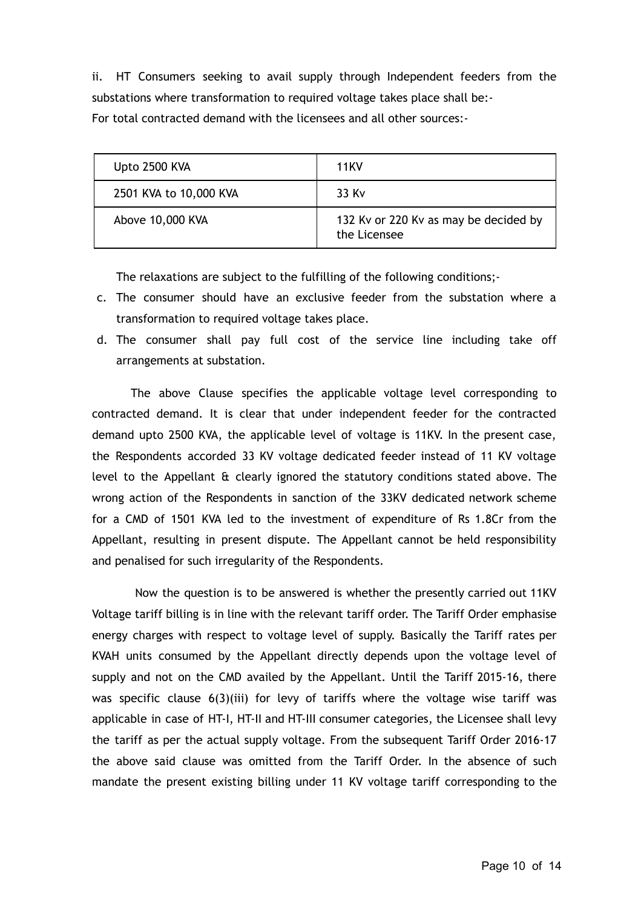ii. HT Consumers seeking to avail supply through Independent feeders from the substations where transformation to required voltage takes place shall be:-

For total contracted demand with the licensees and all other sources:-

| Upto 2500 KVA | 11KV |
|---|---|
| 2501 KVA to 10,000 KVA | 33 Kv |
| Above 10,000 KVA | 132 Kv or 220 Kv as may be decided by the Licensee |

The relaxations are subject to the fulfilling of the following conditions;-

c. The consumer should have an exclusive feeder from the substation where a transformation to required voltage takes place.

d. The consumer shall pay full cost of the service line including take off arrangements at substation.

The above Clause specifies the applicable voltage level corresponding to contracted demand. It is clear that under independent feeder for the contracted demand upto 2500 KVA, the applicable level of voltage is 11KV. In the present case, the Respondents accorded 33 KV voltage dedicated feeder instead of 11 KV voltage level to the Appellant & clearly ignored the statutory conditions stated above. The wrong action of the Respondents in sanction of the 33KV dedicated network scheme for a CMD of 1501 KVA led to the investment of expenditure of Rs 1.8Cr from the Appellant, resulting in present dispute. The Appellant cannot be held responsibility and penalised for such irregularity of the Respondents.

Now the question is to be answered is whether the presently carried out 11KV Voltage tariff billing is in line with the relevant tariff order. The Tariff Order emphasise energy charges with respect to voltage level of supply. Basically the Tariff rates per KVAH units consumed by the Appellant directly depends upon the voltage level of supply and not on the CMD availed by the Appellant. Until the Tariff 2015-16, there was specific clause 6(3)(iii) for levy of tariffs where the voltage wise tariff was applicable in case of HT-I, HT-II and HT-III consumer categories, the Licensee shall levy the tariff as per the actual supply voltage. From the subsequent Tariff Order 2016-17 the above said clause was omitted from the Tariff Order. In the absence of such mandate the present existing billing under 11 KV voltage tariff corresponding to the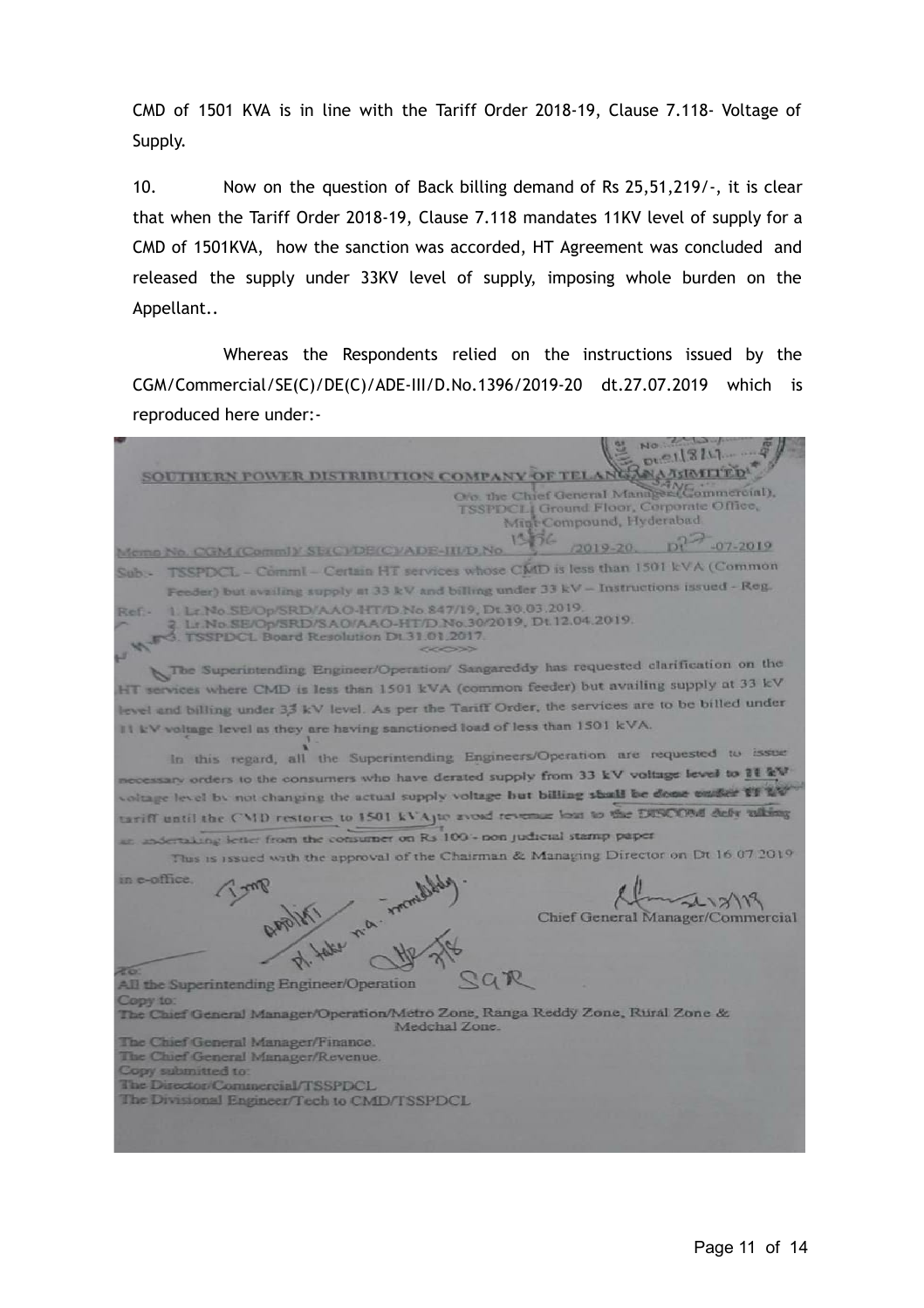CMD of 1501 KVA is in line with the Tariff Order 2018-19, Clause 7.118- Voltage of Supply.

10. Now on the question of Back billing demand of Rs 25,51,219/-, it is clear that when the Tariff Order 2018-19, Clause 7.118 mandates 11KV level of supply for a CMD of 1501KVA, how the sanction was accorded, HT Agreement was concluded and released the supply under 33KV level of supply, imposing whole burden on the Appellant..

Whereas the Respondents relied on the instructions issued by the CGM/Commercial/SE(C)/DE(C)/ADE-III/D.No.1396/2019-20 dt.27.07.2019 which is reproduced here under:-

SOUTHERN POWER DISTRIBUTION COMPANY OF TELANGANA LIMITED

O/o. the Chief General Manager (Commercial), TSSPDCL Ground Floor, Corporate Office, Mint Compound, Hyderabad

Memo No. CGM (Comml)/ SE(C)/DE(C)/ADE-III/D.No. 1396 /2019-20, Dt 27-07-2019

Sub:- TSSPDCL – Comml – Certain HT services whose CMD is less than 1501 kVA (Common Feeder) but availing supply at 33 kV and billing under 33 kV – Instructions issued - Reg.

Ref:- 1. Lr.No.SE/Op/SRD/AAO-HT/D.No.847/19, Dt.30.03.2019.
2. Lr.No.SE/Op/SRD/SAO/AAO-HT/D.No.30/2019, Dt.12.04.2019.
3. TSSPDCL Board Resolution Dt.31.01.2017.

<<>>

The Superintending Engineer/Operation/ Sangareddy has requested clarification on the HT services where CMD is less than 1501 kVA (common feeder) but availing supply at 33 kV level and billing under 33 kV level. As per the Tariff Order, the services are to be billed under 11 kV voltage level as they are having sanctioned load of less than 1501 kVA.

In this regard, all the Superintending Engineers/Operation are requested to issue necessary orders to the consumers who have derated supply from 33 kV voltage level to 11 kV voltage level by not changing the actual supply voltage but billing shall be done under 11 kV tariff until the CMD restores to 1501 kVA to avoid revenue loss to the DISCOM duly taking an undertaking letter from the consumer on Rs 100/- non judicial stamp paper

This is issued with the approval of the Chairman & Managing Director on Dt 16.07.2019 in e-office.

Chief General Manager/Commercial

To:
All the Superintending Engineer/Operation

Copy to:
The Chief General Manager/Operation/Metro Zone, Ranga Reddy Zone, Rural Zone & Medchal Zone.
The Chief General Manager/Finance.
The Chief General Manager/Revenue.

Copy submitted to:
The Director/Commercial/TSSPDCL
The Divisional Engineer/Tech to CMD/TSSPDCL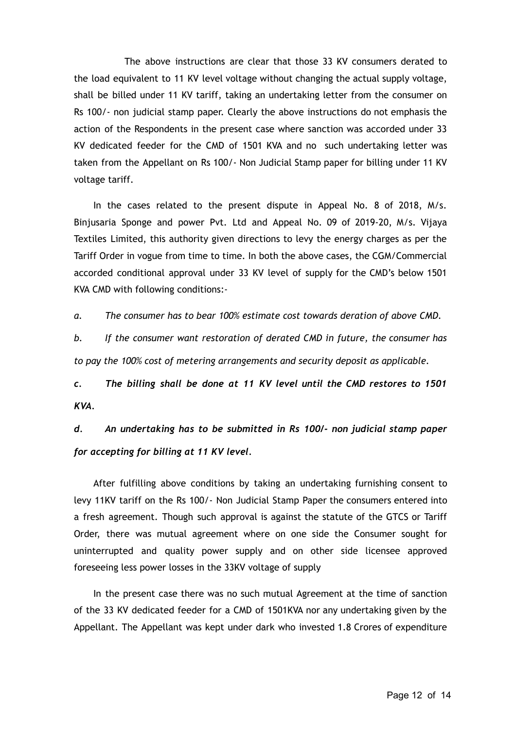The above instructions are clear that those 33 KV consumers derated to the load equivalent to 11 KV level voltage without changing the actual supply voltage, shall be billed under 11 KV tariff, taking an undertaking letter from the consumer on Rs 100/- non judicial stamp paper. Clearly the above instructions do not emphasis the action of the Respondents in the present case where sanction was accorded under 33 KV dedicated feeder for the CMD of 1501 KVA and no such undertaking letter was taken from the Appellant on Rs 100/- Non Judicial Stamp paper for billing under 11 KV voltage tariff.

In the cases related to the present dispute in Appeal No. 8 of 2018, M/s. Binjusaria Sponge and power Pvt. Ltd and Appeal No. 09 of 2019-20, M/s. Vijaya Textiles Limited, this authority given directions to levy the energy charges as per the Tariff Order in vogue from time to time. In both the above cases, the CGM/Commercial accorded conditional approval under 33 KV level of supply for the CMD's below 1501 KVA CMD with following conditions:-

*a. The consumer has to bear 100% estimate cost towards deration of above CMD.*

*b. If the consumer want restoration of derated CMD in future, the consumer has to pay the 100% cost of metering arrangements and security deposit as applicable.*

***c. The billing shall be done at 11 KV level until the CMD restores to 1501 KVA.***

***d. An undertaking has to be submitted in Rs 100/- non judicial stamp paper for accepting for billing at 11 KV level.***

After fulfilling above conditions by taking an undertaking furnishing consent to levy 11KV tariff on the Rs 100/- Non Judicial Stamp Paper the consumers entered into a fresh agreement. Though such approval is against the statute of the GTCS or Tariff Order, there was mutual agreement where on one side the Consumer sought for uninterrupted and quality power supply and on other side licensee approved foreseeing less power losses in the 33KV voltage of supply

In the present case there was no such mutual Agreement at the time of sanction of the 33 KV dedicated feeder for a CMD of 1501KVA nor any undertaking given by the Appellant. The Appellant was kept under dark who invested 1.8 Crores of expenditure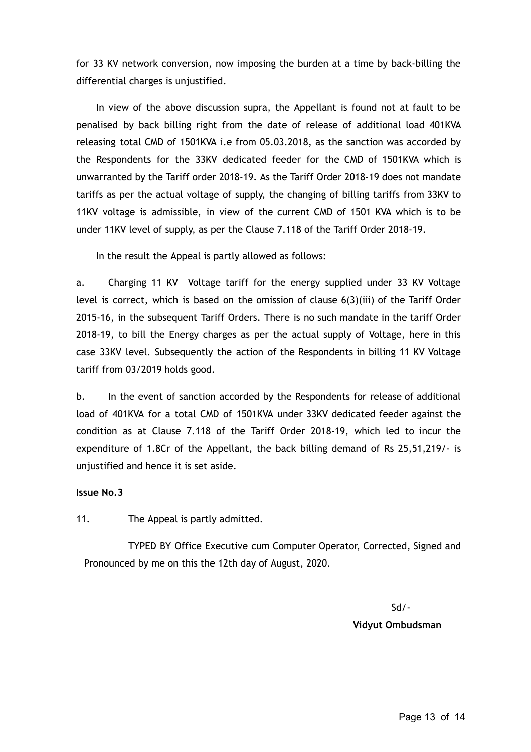for 33 KV network conversion, now imposing the burden at a time by back-billing the differential charges is unjustified.

In view of the above discussion supra, the Appellant is found not at fault to be penalised by back billing right from the date of release of additional load 401KVA releasing total CMD of 1501KVA i.e from 05.03.2018, as the sanction was accorded by the Respondents for the 33KV dedicated feeder for the CMD of 1501KVA which is unwarranted by the Tariff order 2018-19. As the Tariff Order 2018-19 does not mandate tariffs as per the actual voltage of supply, the changing of billing tariffs from 33KV to 11KV voltage is admissible, in view of the current CMD of 1501 KVA which is to be under 11KV level of supply, as per the Clause 7.118 of the Tariff Order 2018-19.

In the result the Appeal is partly allowed as follows:

a. Charging 11 KV Voltage tariff for the energy supplied under 33 KV Voltage level is correct, which is based on the omission of clause 6(3)(iii) of the Tariff Order 2015-16, in the subsequent Tariff Orders. There is no such mandate in the tariff Order 2018-19, to bill the Energy charges as per the actual supply of Voltage, here in this case 33KV level. Subsequently the action of the Respondents in billing 11 KV Voltage tariff from 03/2019 holds good.

b. In the event of sanction accorded by the Respondents for release of additional load of 401KVA for a total CMD of 1501KVA under 33KV dedicated feeder against the condition as at Clause 7.118 of the Tariff Order 2018-19, which led to incur the expenditure of 1.8Cr of the Appellant, the back billing demand of Rs 25,51,219/- is unjustified and hence it is set aside.

**Issue No.3**

11. The Appeal is partly admitted.

TYPED BY Office Executive cum Computer Operator, Corrected, Signed and Pronounced by me on this the 12th day of August, 2020.

Sd/-

**Vidyut Ombudsman**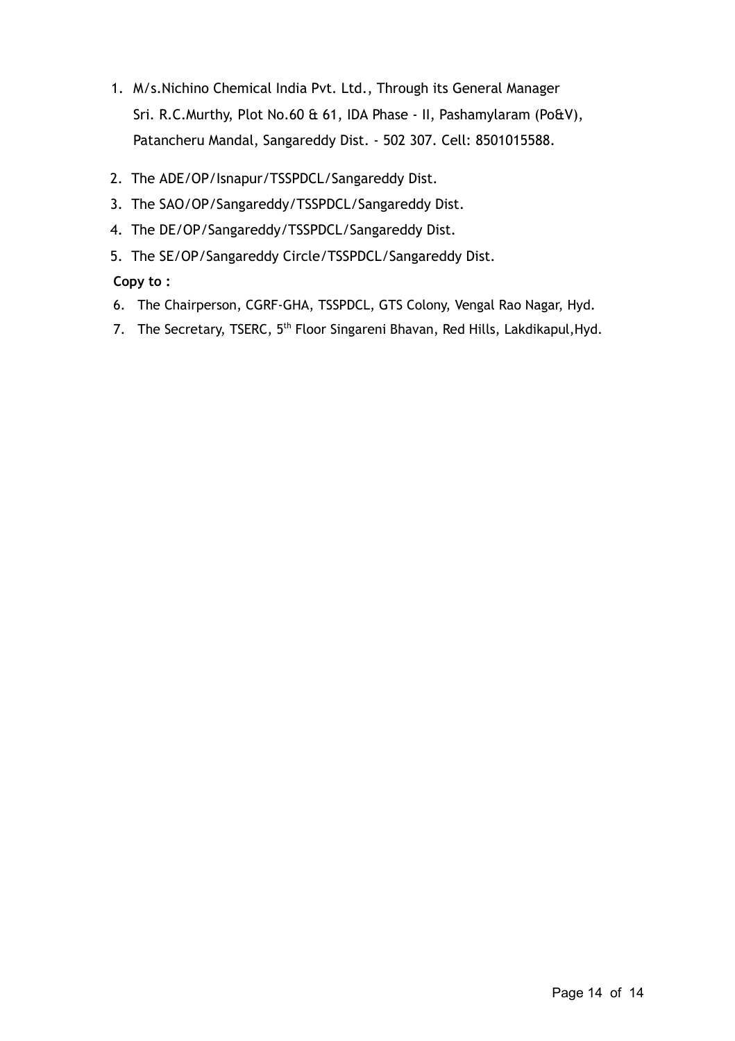1. M/s.Nichino Chemical India Pvt. Ltd., Through its General Manager Sri. R.C.Murthy, Plot No.60 & 61, IDA Phase - II, Pashamylaram (Po&V), Patancheru Mandal, Sangareddy Dist. - 502 307. Cell: 8501015588.
2. The ADE/OP/Isnapur/TSSPDCL/Sangareddy Dist.
3. The SAO/OP/Sangareddy/TSSPDCL/Sangareddy Dist.
4. The DE/OP/Sangareddy/TSSPDCL/Sangareddy Dist.
5. The SE/OP/Sangareddy Circle/TSSPDCL/Sangareddy Dist.

**Copy to :**

6. The Chairperson, CGRF-GHA, TSSPDCL, GTS Colony, Vengal Rao Nagar, Hyd.
7. The Secretary, TSERC, 5th Floor Singareni Bhavan, Red Hills, Lakdikapul,Hyd.